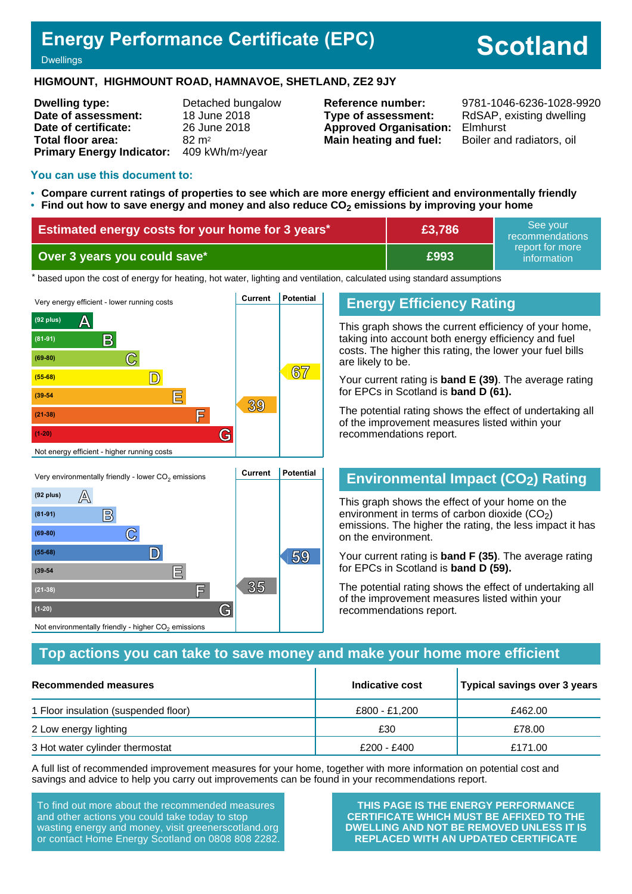# Energy Performance Certificate (EPC)

Dwellings

**Scotland**

**HIGMOUNT, HIGHMOUNT ROAD, HAMNAVOE, SHETLAND, ZE2 9JY**

| | | | |
|---|---|---|---|
| **Dwelling type:** | Detached bungalow | **Reference number:** | 9781-1046-6236-1028-9920 |
| **Date of assessment:** | 18 June 2018 | **Type of assessment:** | RdSAP, existing dwelling |
| **Date of certificate:** | 26 June 2018 | **Approved Organisation:** | Elmhurst |
| **Total floor area:** | 82 m² | **Main heating and fuel:** | Boiler and radiators, oil |
| **Primary Energy Indicator:** | 409 kWh/m²/year | | |

## You can use this document to:

- **Compare current ratings of properties to see which are more energy efficient and environmentally friendly**
- **Find out how to save energy and money and also reduce $CO_2$ emissions by improving your home**

| | | |
|---|---|---|
| **Estimated energy costs for your home for 3 years*** | **£3,786** | See your recommendations report for more information |
| **Over 3 years you could save*** | **£993** | |

\* based upon the cost of energy for heating, hot water, lighting and ventilation, calculated using standard assumptions

Very energy efficient - lower running costs

| Band | Current | Potential |
|---|---|---|
| (92 plus) A | | |
| (81-91) B | | |
| (69-80) C | | |
| (55-68) D | | 67 |
| (39-54) E | 39 | |
| (21-38) F | | |
| (1-20) G | | |

Not energy efficient - higher running costs

## Energy Efficiency Rating

This graph shows the current efficiency of your home, taking into account both energy efficiency and fuel costs. The higher this rating, the lower your fuel bills are likely to be.

Your current rating is **band E (39)**. The average rating for EPCs in Scotland is **band D (61).**

The potential rating shows the effect of undertaking all of the improvement measures listed within your recommendations report.

Very environmentally friendly - lower $CO_2$ emissions

| Band | Current | Potential |
|---|---|---|
| (92 plus) A | | |
| (81-91) B | | |
| (69-80) C | | |
| (55-68) D | | 59 |
| (39-54) E | | |
| (21-38) F | 35 | |
| (1-20) G | | |

Not environmentally friendly - higher $CO_2$ emissions

## Environmental Impact ($CO_2$) Rating

This graph shows the effect of your home on the environment in terms of carbon dioxide ($CO_2$) emissions. The higher the rating, the less impact it has on the environment.

Your current rating is **band F (35)**. The average rating for EPCs in Scotland is **band D (59).**

The potential rating shows the effect of undertaking all of the improvement measures listed within your recommendations report.

## Top actions you can take to save money and make your home more efficient

| Recommended measures | Indicative cost | Typical savings over 3 years |
|---|---|---|
| 1 Floor insulation (suspended floor) | £800 - £1,200 | £462.00 |
| 2 Low energy lighting | £30 | £78.00 |
| 3 Hot water cylinder thermostat | £200 - £400 | £171.00 |

A full list of recommended improvement measures for your home, together with more information on potential cost and savings and advice to help you carry out improvements can be found in your recommendations report.

To find out more about the recommended measures and other actions you could take today to stop wasting energy and money, visit greenerscotland.org or contact Home Energy Scotland on 0808 808 2282.

**THIS PAGE IS THE ENERGY PERFORMANCE CERTIFICATE WHICH MUST BE AFFIXED TO THE DWELLING AND NOT BE REMOVED UNLESS IT IS REPLACED WITH AN UPDATED CERTIFICATE**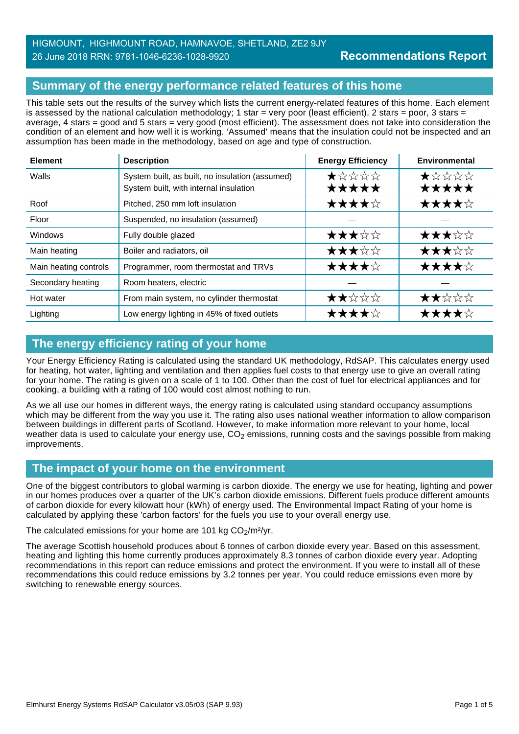HIGMOUNT, HIGHMOUNT ROAD, HAMNAVOE, SHETLAND, ZE2 9JY
26 June 2018 RRN: 9781-1046-6236-1028-9920

**Recommendations Report**

## Summary of the energy performance related features of this home

This table sets out the results of the survey which lists the current energy-related features of this home. Each element is assessed by the national calculation methodology; 1 star = very poor (least efficient), 2 stars = poor, 3 stars = average, 4 stars = good and 5 stars = very good (most efficient). The assessment does not take into consideration the condition of an element and how well it is working. 'Assumed' means that the insulation could not be inspected and an assumption has been made in the methodology, based on age and type of construction.

| Element | Description | Energy Efficiency | Environmental |
|---|---|---|---|
| Walls | System built, as built, no insulation (assumed)<br>System built, with internal insulation | ★☆☆☆☆<br>★★★★★ | ★☆☆☆☆<br>★★★★★ |
| Roof | Pitched, 250 mm loft insulation | ★★★★☆ | ★★★★☆ |
| Floor | Suspended, no insulation (assumed) | — | — |
| Windows | Fully double glazed | ★★★☆☆ | ★★★☆☆ |
| Main heating | Boiler and radiators, oil | ★★★☆☆ | ★★★☆☆ |
| Main heating controls | Programmer, room thermostat and TRVs | ★★★★☆ | ★★★★☆ |
| Secondary heating | Room heaters, electric | — | — |
| Hot water | From main system, no cylinder thermostat | ★★☆☆☆ | ★★☆☆☆ |
| Lighting | Low energy lighting in 45% of fixed outlets | ★★★★☆ | ★★★★☆ |

## The energy efficiency rating of your home

Your Energy Efficiency Rating is calculated using the standard UK methodology, RdSAP. This calculates energy used for heating, hot water, lighting and ventilation and then applies fuel costs to that energy use to give an overall rating for your home. The rating is given on a scale of 1 to 100. Other than the cost of fuel for electrical appliances and for cooking, a building with a rating of 100 would cost almost nothing to run.

As we all use our homes in different ways, the energy rating is calculated using standard occupancy assumptions which may be different from the way you use it. The rating also uses national weather information to allow comparison between buildings in different parts of Scotland. However, to make information more relevant to your home, local weather data is used to calculate your energy use, $CO_2$ emissions, running costs and the savings possible from making improvements.

## The impact of your home on the environment

One of the biggest contributors to global warming is carbon dioxide. The energy we use for heating, lighting and power in our homes produces over a quarter of the UK's carbon dioxide emissions. Different fuels produce different amounts of carbon dioxide for every kilowatt hour (kWh) of energy used. The Environmental Impact Rating of your home is calculated by applying these 'carbon factors' for the fuels you use to your overall energy use.

The calculated emissions for your home are 101 kg $CO_2$/m²/yr.

The average Scottish household produces about 6 tonnes of carbon dioxide every year. Based on this assessment, heating and lighting this home currently produces approximately 8.3 tonnes of carbon dioxide every year. Adopting recommendations in this report can reduce emissions and protect the environment. If you were to install all of these recommendations this could reduce emissions by 3.2 tonnes per year. You could reduce emissions even more by switching to renewable energy sources.

Elmhurst Energy Systems RdSAP Calculator v3.05r03 (SAP 9.93)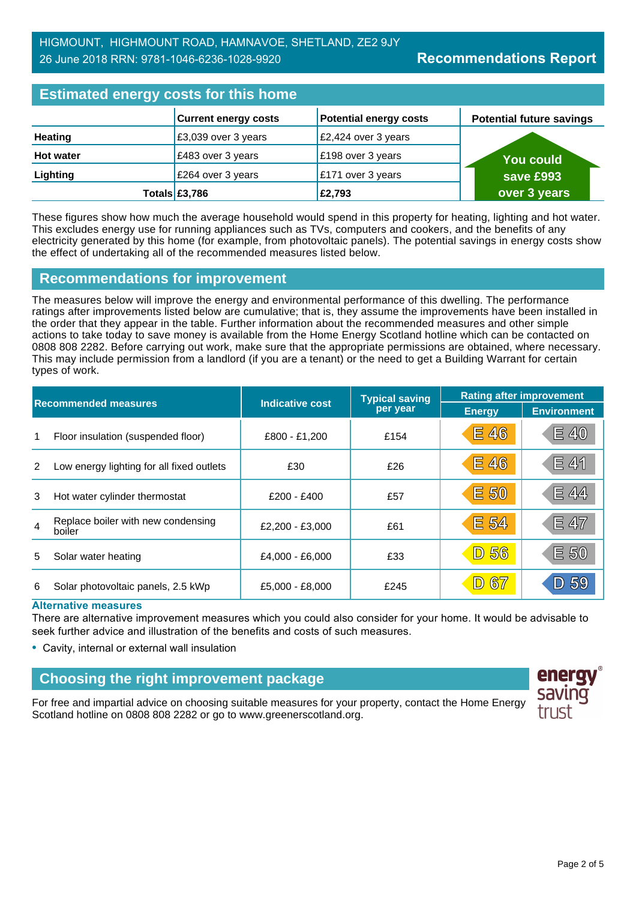HIGMOUNT, HIGHMOUNT ROAD, HAMNAVOE, SHETLAND, ZE2 9JY
26 June 2018 RRN: 9781-1046-6236-1028-9920

**Recommendations Report**

## Estimated energy costs for this home

| | Current energy costs | Potential energy costs | Potential future savings |
|---|---|---|---|
| **Heating** | £3,039 over 3 years | £2,424 over 3 years | **You could save £993 over 3 years** |
| **Hot water** | £483 over 3 years | £198 over 3 years | |
| **Lighting** | £264 over 3 years | £171 over 3 years | |
| **Totals** | **£3,786** | **£2,793** | |

These figures show how much the average household would spend in this property for heating, lighting and hot water. This excludes energy use for running appliances such as TVs, computers and cookers, and the benefits of any electricity generated by this home (for example, from photovoltaic panels). The potential savings in energy costs show the effect of undertaking all of the recommended measures listed below.

## Recommendations for improvement

The measures below will improve the energy and environmental performance of this dwelling. The performance ratings after improvements listed below are cumulative; that is, they assume the improvements have been installed in the order that they appear in the table. Further information about the recommended measures and other simple actions to take today to save money is available from the Home Energy Scotland hotline which can be contacted on 0808 808 2282. Before carrying out work, make sure that the appropriate permissions are obtained, where necessary. This may include permission from a landlord (if you are a tenant) or the need to get a Building Warrant for certain types of work.

| | Recommended measures | Indicative cost | Typical saving per year | Rating after improvement | |
|---|---|---|---|---|---|
| | | | | Energy | Environment |
| 1 | Floor insulation (suspended floor) | £800 - £1,200 | £154 | E 46 | E 40 |
| 2 | Low energy lighting for all fixed outlets | £30 | £26 | E 46 | E 41 |
| 3 | Hot water cylinder thermostat | £200 - £400 | £57 | E 50 | E 44 |
| 4 | Replace boiler with new condensing boiler | £2,200 - £3,000 | £61 | E 54 | E 47 |
| 5 | Solar water heating | £4,000 - £6,000 | £33 | D 56 | E 50 |
| 6 | Solar photovoltaic panels, 2.5 kWp | £5,000 - £8,000 | £245 | D 67 | D 59 |

### Alternative measures

There are alternative improvement measures which you could also consider for your home. It would be advisable to seek further advice and illustration of the benefits and costs of such measures.

- Cavity, internal or external wall insulation

## Choosing the right improvement package

For free and impartial advice on choosing suitable measures for your property, contact the Home Energy Scotland hotline on 0808 808 2282 or go to www.greenerscotland.org.

energy saving trust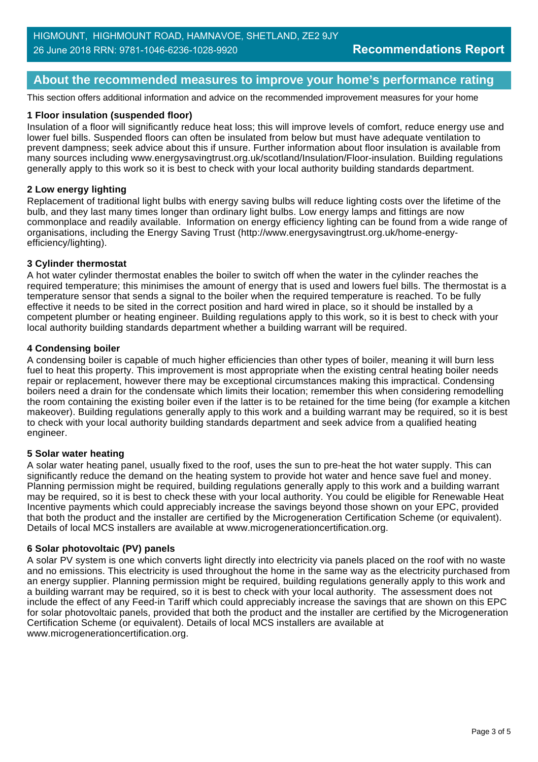## About the recommended measures to improve your home's performance rating

This section offers additional information and advice on the recommended improvement measures for your home

### 1 Floor insulation (suspended floor)

Insulation of a floor will significantly reduce heat loss; this will improve levels of comfort, reduce energy use and lower fuel bills. Suspended floors can often be insulated from below but must have adequate ventilation to prevent dampness; seek advice about this if unsure. Further information about floor insulation is available from many sources including www.energysavingtrust.org.uk/scotland/Insulation/Floor-insulation. Building regulations generally apply to this work so it is best to check with your local authority building standards department.

### 2 Low energy lighting

Replacement of traditional light bulbs with energy saving bulbs will reduce lighting costs over the lifetime of the bulb, and they last many times longer than ordinary light bulbs. Low energy lamps and fittings are now commonplace and readily available. Information on energy efficiency lighting can be found from a wide range of organisations, including the Energy Saving Trust (http://www.energysavingtrust.org.uk/home-energy-efficiency/lighting).

### 3 Cylinder thermostat

A hot water cylinder thermostat enables the boiler to switch off when the water in the cylinder reaches the required temperature; this minimises the amount of energy that is used and lowers fuel bills. The thermostat is a temperature sensor that sends a signal to the boiler when the required temperature is reached. To be fully effective it needs to be sited in the correct position and hard wired in place, so it should be installed by a competent plumber or heating engineer. Building regulations apply to this work, so it is best to check with your local authority building standards department whether a building warrant will be required.

### 4 Condensing boiler

A condensing boiler is capable of much higher efficiencies than other types of boiler, meaning it will burn less fuel to heat this property. This improvement is most appropriate when the existing central heating boiler needs repair or replacement, however there may be exceptional circumstances making this impractical. Condensing boilers need a drain for the condensate which limits their location; remember this when considering remodelling the room containing the existing boiler even if the latter is to be retained for the time being (for example a kitchen makeover). Building regulations generally apply to this work and a building warrant may be required, so it is best to check with your local authority building standards department and seek advice from a qualified heating engineer.

### 5 Solar water heating

A solar water heating panel, usually fixed to the roof, uses the sun to pre-heat the hot water supply. This can significantly reduce the demand on the heating system to provide hot water and hence save fuel and money. Planning permission might be required, building regulations generally apply to this work and a building warrant may be required, so it is best to check these with your local authority. You could be eligible for Renewable Heat Incentive payments which could appreciably increase the savings beyond those shown on your EPC, provided that both the product and the installer are certified by the Microgeneration Certification Scheme (or equivalent). Details of local MCS installers are available at www.microgenerationcertification.org.

### 6 Solar photovoltaic (PV) panels

A solar PV system is one which converts light directly into electricity via panels placed on the roof with no waste and no emissions. This electricity is used throughout the home in the same way as the electricity purchased from an energy supplier. Planning permission might be required, building regulations generally apply to this work and a building warrant may be required, so it is best to check with your local authority. The assessment does not include the effect of any Feed-in Tariff which could appreciably increase the savings that are shown on this EPC for solar photovoltaic panels, provided that both the product and the installer are certified by the Microgeneration Certification Scheme (or equivalent). Details of local MCS installers are available at www.microgenerationcertification.org.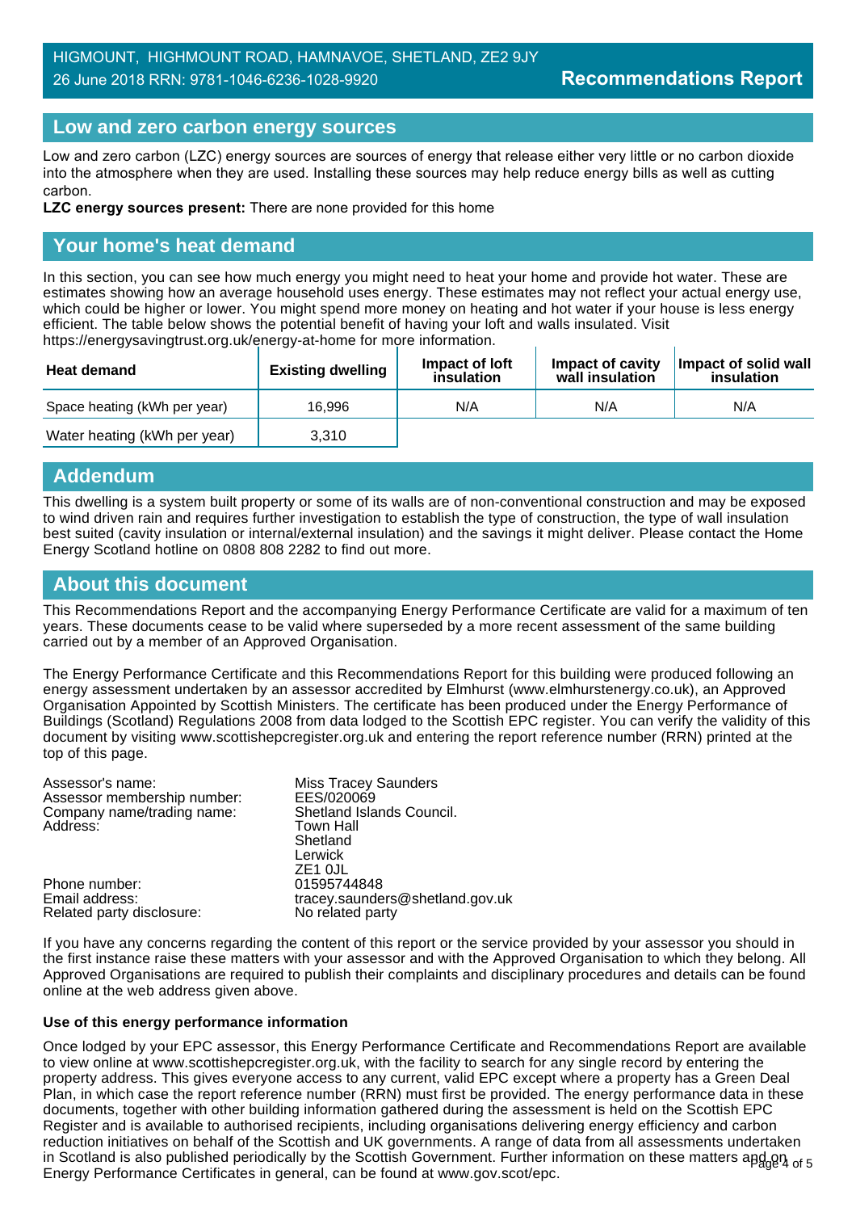## Low and zero carbon energy sources

Low and zero carbon (LZC) energy sources are sources of energy that release either very little or no carbon dioxide into the atmosphere when they are used. Installing these sources may help reduce energy bills as well as cutting carbon.

**LZC energy sources present:** There are none provided for this home

## Your home's heat demand

In this section, you can see how much energy you might need to heat your home and provide hot water. These are estimates showing how an average household uses energy. These estimates may not reflect your actual energy use, which could be higher or lower. You might spend more money on heating and hot water if your house is less energy efficient. The table below shows the potential benefit of having your loft and walls insulated. Visit https://energysavingtrust.org.uk/energy-at-home for more information.

| Heat demand | Existing dwelling | Impact of loft insulation | Impact of cavity wall insulation | Impact of solid wall insulation |
|---|---|---|---|---|
| Space heating (kWh per year) | 16,996 | N/A | N/A | N/A |
| Water heating (kWh per year) | 3,310 | | | |

## Addendum

This dwelling is a system built property or some of its walls are of non-conventional construction and may be exposed to wind driven rain and requires further investigation to establish the type of construction, the type of wall insulation best suited (cavity insulation or internal/external insulation) and the savings it might deliver. Please contact the Home Energy Scotland hotline on 0808 808 2282 to find out more.

## About this document

This Recommendations Report and the accompanying Energy Performance Certificate are valid for a maximum of ten years. These documents cease to be valid where superseded by a more recent assessment of the same building carried out by a member of an Approved Organisation.

The Energy Performance Certificate and this Recommendations Report for this building were produced following an energy assessment undertaken by an assessor accredited by Elmhurst (www.elmhurstenergy.co.uk), an Approved Organisation Appointed by Scottish Ministers. The certificate has been produced under the Energy Performance of Buildings (Scotland) Regulations 2008 from data lodged to the Scottish EPC register. You can verify the validity of this document by visiting www.scottishepcregister.org.uk and entering the report reference number (RRN) printed at the top of this page.

| | |
|---|---|
| Assessor's name: | Miss Tracey Saunders |
| Assessor membership number: | EES/020069 |
| Company name/trading name: | Shetland Islands Council. |
| Address: | Town Hall<br>Shetland<br>Lerwick<br>ZE1 0JL |
| Phone number: | 01595744848 |
| Email address: | tracey.saunders@shetland.gov.uk |
| Related party disclosure: | No related party |

If you have any concerns regarding the content of this report or the service provided by your assessor you should in the first instance raise these matters with your assessor and with the Approved Organisation to which they belong. All Approved Organisations are required to publish their complaints and disciplinary procedures and details can be found online at the web address given above.

**Use of this energy performance information**

Once lodged by your EPC assessor, this Energy Performance Certificate and Recommendations Report are available to view online at www.scottishepcregister.org.uk, with the facility to search for any single record by entering the property address. This gives everyone access to any current, valid EPC except where a property has a Green Deal Plan, in which case the report reference number (RRN) must first be provided. The energy performance data in these documents, together with other building information gathered during the assessment is held on the Scottish EPC Register and is available to authorised recipients, including organisations delivering energy efficiency and carbon reduction initiatives on behalf of the Scottish and UK governments. A range of data from all assessments undertaken in Scotland is also published periodically by the Scottish Government. Further information on these matters and on Energy Performance Certificates in general, can be found at www.gov.scot/epc.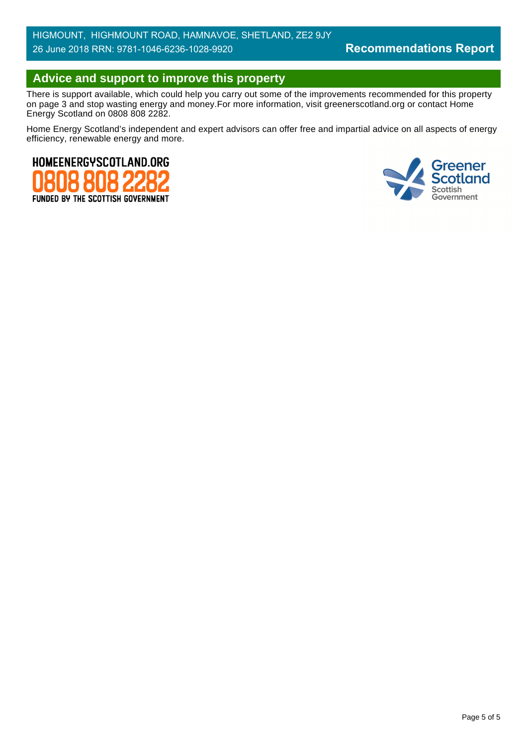## Advice and support to improve this property

There is support available, which could help you carry out some of the improvements recommended for this property on page 3 and stop wasting energy and money.For more information, visit greenerscotland.org or contact Home Energy Scotland on 0808 808 2282.

Home Energy Scotland's independent and expert advisors can offer free and impartial advice on all aspects of energy efficiency, renewable energy and more.

HOMEENERGYSCOTLAND.ORG
0808 808 2282
FUNDED BY THE SCOTTISH GOVERNMENT

Greener Scotland
Scottish Government